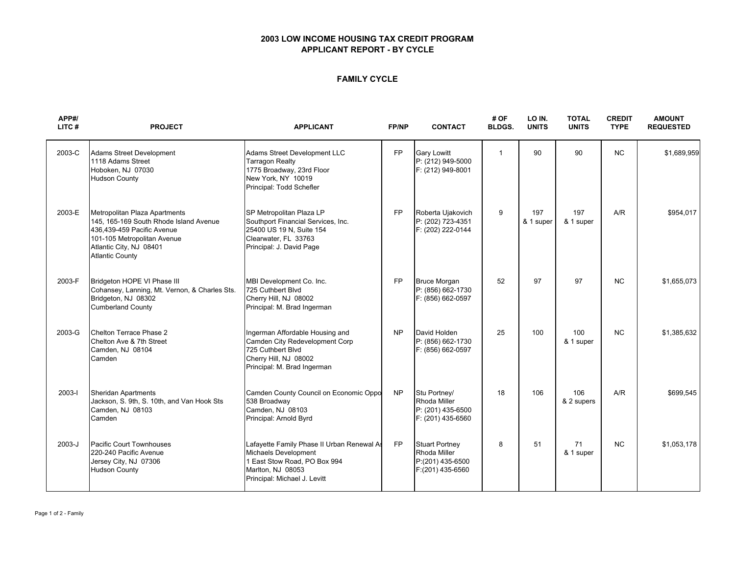# 2003 LOW INCOME HOUSING TAX CREDIT PROGRAM
# APPLICANT REPORT - BY CYCLE

## FAMILY CYCLE

| APP#/ LITC # | PROJECT | APPLICANT | FP/NP | CONTACT | # OF BLDGS. | LO IN. UNITS | TOTAL UNITS | CREDIT TYPE | AMOUNT REQUESTED |
|---|---|---|---|---|---|---|---|---|---|
| 2003-C | Adams Street Development<br>1118 Adams Street<br>Hoboken, NJ 07030<br>Hudson County | Adams Street Development LLC<br>Tarragon Realty<br>1775 Broadway, 23rd Floor<br>New York, NY 10019<br>Principal: Todd Schefler | FP | Gary Lowitt<br>P: (212) 949-5000<br>F: (212) 949-8001 | 1 | 90 | 90 | NC | $1,689,959 |
| 2003-E | Metropolitan Plaza Apartments<br>145, 165-169 South Rhode Island Avenue<br>436,439-459 Pacific Avenue<br>101-105 Metropolitan Avenue<br>Atlantic City, NJ 08401<br>Atlantic County | SP Metropolitan Plaza LP<br>Southport Financial Services, Inc.<br>25400 US 19 N, Suite 154<br>Clearwater, FL 33763<br>Principal: J. David Page | FP | Roberta Ujakovich<br>P: (202) 723-4351<br>F: (202) 222-0144 | 9 | 197<br>& 1 super | 197<br>& 1 super | A/R | $954,017 |
| 2003-F | Bridgeton HOPE VI Phase III<br>Cohansey, Lanning, Mt. Vernon, & Charles Sts.<br>Bridgeton, NJ 08302<br>Cumberland County | MBI Development Co. Inc.<br>725 Cuthbert Blvd<br>Cherry Hill, NJ 08002<br>Principal: M. Brad Ingerman | FP | Bruce Morgan<br>P: (856) 662-1730<br>F: (856) 662-0597 | 52 | 97 | 97 | NC | $1,655,073 |
| 2003-G | Chelton Terrace Phase 2<br>Chelton Ave & 7th Street<br>Camden, NJ 08104<br>Camden | Ingerman Affordable Housing and<br>Camden City Redevelopment Corp<br>725 Cuthbert Blvd<br>Cherry Hill, NJ 08002<br>Principal: M. Brad Ingerman | NP | David Holden<br>P: (856) 662-1730<br>F: (856) 662-0597 | 25 | 100 | 100<br>& 1 super | NC | $1,385,632 |
| 2003-I | Sheridan Apartments<br>Jackson, S. 9th, S. 10th, and Van Hook Sts<br>Camden, NJ 08103<br>Camden | Camden County Council on Economic Oppo<br>538 Broadway<br>Camden, NJ 08103<br>Principal: Arnold Byrd | NP | Stu Portney/<br>Rhoda Miller<br>P: (201) 435-6500<br>F: (201) 435-6560 | 18 | 106 | 106<br>& 2 supers | A/R | $699,545 |
| 2003-J | Pacific Court Townhouses<br>220-240 Pacific Avenue<br>Jersey City, NJ 07306<br>Hudson County | Lafayette Family Phase II Urban Renewal As<br>Michaels Development<br>1 East Stow Road, PO Box 994<br>Marlton, NJ 08053<br>Principal: Michael J. Levitt | FP | Stuart Portney<br>Rhoda Miller<br>P:(201) 435-6500<br>F:(201) 435-6560 | 8 | 51 | 71<br>& 1 super | NC | $1,053,178 |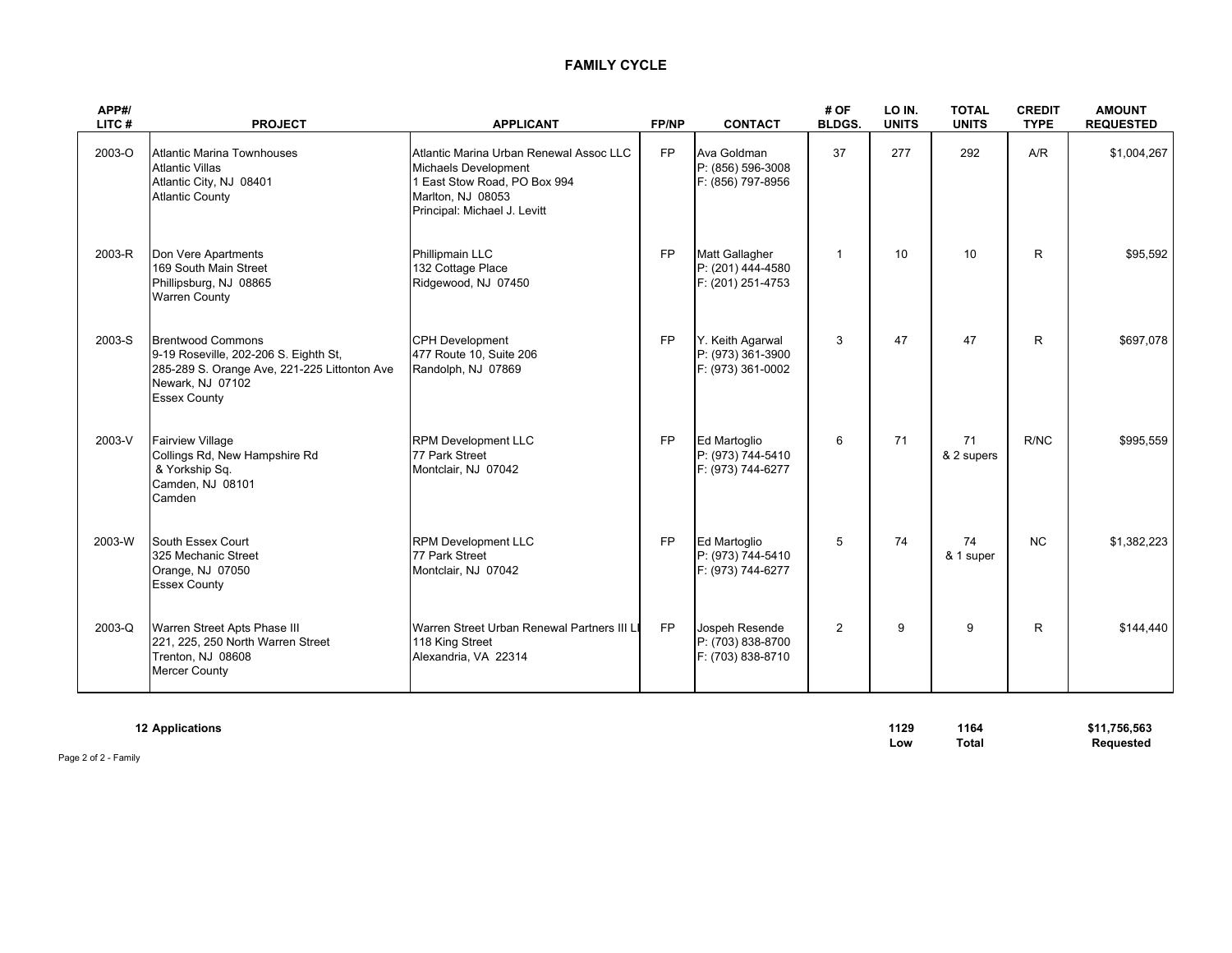## FAMILY CYCLE

| APP#/ LITC # | PROJECT | APPLICANT | FP/NP | CONTACT | # OF BLDGS. | LO IN. UNITS | TOTAL UNITS | CREDIT TYPE | AMOUNT REQUESTED |
|---|---|---|---|---|---|---|---|---|---|
| 2003-O | Atlantic Marina Townhouses<br>Atlantic Villas<br>Atlantic City, NJ 08401<br>Atlantic County | Atlantic Marina Urban Renewal Assoc LLC<br>Michaels Development<br>1 East Stow Road, PO Box 994<br>Marlton, NJ 08053<br>Principal: Michael J. Levitt | FP | Ava Goldman<br>P: (856) 596-3008<br>F: (856) 797-8956 | 37 | 277 | 292 | A/R | $1,004,267 |
| 2003-R | Don Vere Apartments<br>169 South Main Street<br>Phillipsburg, NJ 08865<br>Warren County | Phillipmain LLC<br>132 Cottage Place<br>Ridgewood, NJ 07450 | FP | Matt Gallagher<br>P: (201) 444-4580<br>F: (201) 251-4753 | 1 | 10 | 10 | R | $95,592 |
| 2003-S | Brentwood Commons<br>9-19 Roseville, 202-206 S. Eighth St,<br>285-289 S. Orange Ave, 221-225 Littonton Ave<br>Newark, NJ 07102<br>Essex County | CPH Development<br>477 Route 10, Suite 206<br>Randolph, NJ 07869 | FP | Y. Keith Agarwal<br>P: (973) 361-3900<br>F: (973) 361-0002 | 3 | 47 | 47 | R | $697,078 |
| 2003-V | Fairview Village<br>Collings Rd, New Hampshire Rd<br>& Yorkship Sq.<br>Camden, NJ 08101<br>Camden | RPM Development LLC<br>77 Park Street<br>Montclair, NJ 07042 | FP | Ed Martoglio<br>P: (973) 744-5410<br>F: (973) 744-6277 | 6 | 71 | 71<br>& 2 supers | R/NC | $995,559 |
| 2003-W | South Essex Court<br>325 Mechanic Street<br>Orange, NJ 07050<br>Essex County | RPM Development LLC<br>77 Park Street<br>Montclair, NJ 07042 | FP | Ed Martoglio<br>P: (973) 744-5410<br>F: (973) 744-6277 | 5 | 74 | 74<br>& 1 super | NC | $1,382,223 |
| 2003-Q | Warren Street Apts Phase III<br>221, 225, 250 North Warren Street<br>Trenton, NJ 08608<br>Mercer County | Warren Street Urban Renewal Partners III LL<br>118 King Street<br>Alexandria, VA 22314 | FP | Jospeh Resende<br>P: (703) 838-8700<br>F: (703) 838-8710 | 2 | 9 | 9 | R | $144,440 |

| **12 Applications** | **1129 Low** | **1164 Total** | **$11,756,563 Requested** |
|---|---|---|---|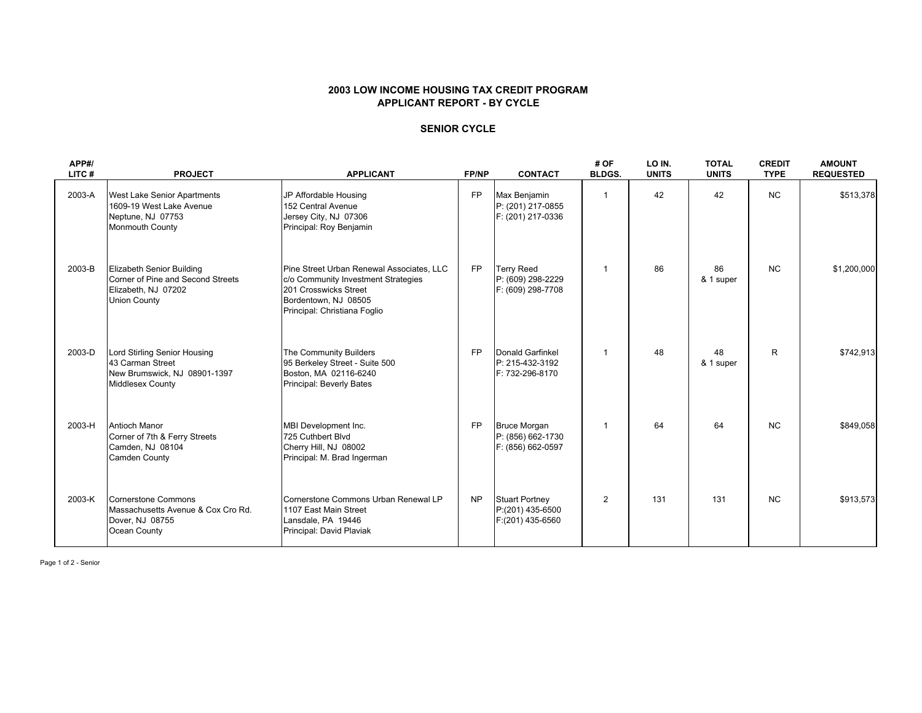### 2003 LOW INCOME HOUSING TAX CREDIT PROGRAM
### APPLICANT REPORT - BY CYCLE

### SENIOR CYCLE

| APP#/ LITC # | PROJECT | APPLICANT | FP/NP | CONTACT | # OF BLDGS. | LO IN. UNITS | TOTAL UNITS | CREDIT TYPE | AMOUNT REQUESTED |
|---|---|---|---|---|---|---|---|---|---|
| 2003-A | West Lake Senior Apartments<br>1609-19 West Lake Avenue<br>Neptune, NJ 07753<br>Monmouth County | JP Affordable Housing<br>152 Central Avenue<br>Jersey City, NJ 07306<br>Principal: Roy Benjamin | FP | Max Benjamin<br>P: (201) 217-0855<br>F: (201) 217-0336 | 1 | 42 | 42 | NC | $513,378 |
| 2003-B | Elizabeth Senior Building<br>Corner of Pine and Second Streets<br>Elizabeth, NJ 07202<br>Union County | Pine Street Urban Renewal Associates, LLC<br>c/o Community Investment Strategies<br>201 Crosswicks Street<br>Bordentown, NJ 08505<br>Principal: Christiana Foglio | FP | Terry Reed<br>P: (609) 298-2229<br>F: (609) 298-7708 | 1 | 86 | 86<br>& 1 super | NC | $1,200,000 |
| 2003-D | Lord Stirling Senior Housing<br>43 Carman Street<br>New Brumswick, NJ 08901-1397<br>Middlesex County | The Community Builders<br>95 Berkeley Street - Suite 500<br>Boston, MA 02116-6240<br>Principal: Beverly Bates | FP | Donald Garfinkel<br>P: 215-432-3192<br>F: 732-296-8170 | 1 | 48 | 48<br>& 1 super | R | $742,913 |
| 2003-H | Antioch Manor<br>Corner of 7th & Ferry Streets<br>Camden, NJ 08104<br>Camden County | MBI Development Inc.<br>725 Cuthbert Blvd<br>Cherry Hill, NJ 08002<br>Principal: M. Brad Ingerman | FP | Bruce Morgan<br>P: (856) 662-1730<br>F: (856) 662-0597 | 1 | 64 | 64 | NC | $849,058 |
| 2003-K | Cornerstone Commons<br>Massachusetts Avenue & Cox Cro Rd.<br>Dover, NJ 08755<br>Ocean County | Cornerstone Commons Urban Renewal LP<br>1107 East Main Street<br>Lansdale, PA 19446<br>Principal: David Plaviak | NP | Stuart Portney<br>P:(201) 435-6500<br>F:(201) 435-6560 | 2 | 131 | 131 | NC | $913,573 |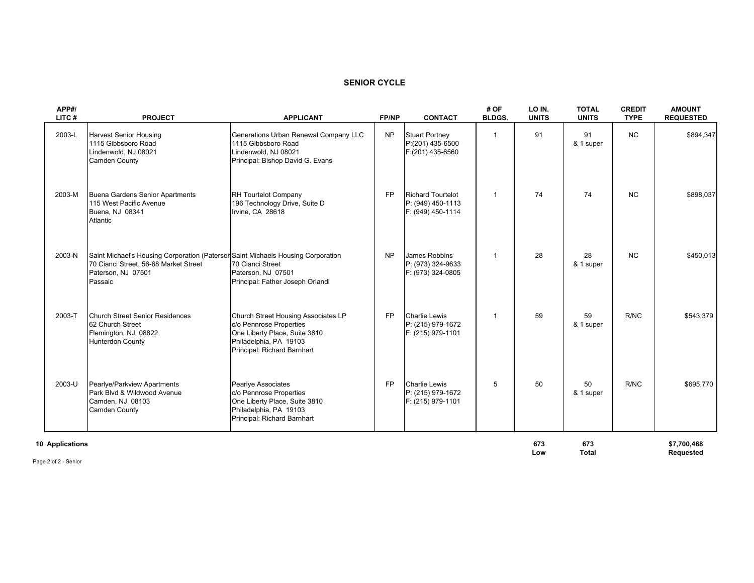## SENIOR CYCLE

| APP#/ LITC # | PROJECT | APPLICANT | FP/NP | CONTACT | # OF BLDGS. | LO IN. UNITS | TOTAL UNITS | CREDIT TYPE | AMOUNT REQUESTED |
|---|---|---|---|---|---|---|---|---|---|
| 2003-L | Harvest Senior Housing<br>1115 Gibbsboro Road<br>Lindenwold, NJ 08021<br>Camden County | Generations Urban Renewal Company LLC<br>1115 Gibbsboro Road<br>Lindenwold, NJ 08021<br>Principal: Bishop David G. Evans | NP | Stuart Portney<br>P:(201) 435-6500<br>F:(201) 435-6560 | 1 | 91 | 91<br>& 1 super | NC | $894,347 |
| 2003-M | Buena Gardens Senior Apartments<br>115 West Pacific Avenue<br>Buena, NJ 08341<br>Atlantic | RH Tourtelot Company<br>196 Technology Drive, Suite D<br>Irvine, CA 28618 | FP | Richard Tourtelot<br>P: (949) 450-1113<br>F: (949) 450-1114 | 1 | 74 | 74 | NC | $898,037 |
| 2003-N | Saint Michael's Housing Corporation (Paterson<br>70 Cianci Street, 56-68 Market Street<br>Paterson, NJ 07501<br>Passaic | Saint Michaels Housing Corporation<br>70 Cianci Street<br>Paterson, NJ 07501<br>Principal: Father Joseph Orlandi | NP | James Robbins<br>P: (973) 324-9633<br>F: (973) 324-0805 | 1 | 28 | 28<br>& 1 super | NC | $450,013 |
| 2003-T | Church Street Senior Residences<br>62 Church Street<br>Flemington, NJ 08822<br>Hunterdon County | Church Street Housing Associates LP<br>c/o Pennrose Properties<br>One Liberty Place, Suite 3810<br>Philadelphia, PA 19103<br>Principal: Richard Barnhart | FP | Charlie Lewis<br>P: (215) 979-1672<br>F: (215) 979-1101 | 1 | 59 | 59<br>& 1 super | R/NC | $543,379 |
| 2003-U | Pearlye/Parkview Apartments<br>Park Blvd & Wildwood Avenue<br>Camden, NJ 08103<br>Camden County | Pearlye Associates<br>c/o Pennrose Properties<br>One Liberty Place, Suite 3810<br>Philadelphia, PA 19103<br>Principal: Richard Barnhart | FP | Charlie Lewis<br>P: (215) 979-1672<br>F: (215) 979-1101 | 5 | 50 | 50<br>& 1 super | R/NC | $695,770 |
| **10 Applications** | | | | | | **673 Low** | **673 Total** | | **$7,700,468 Requested** |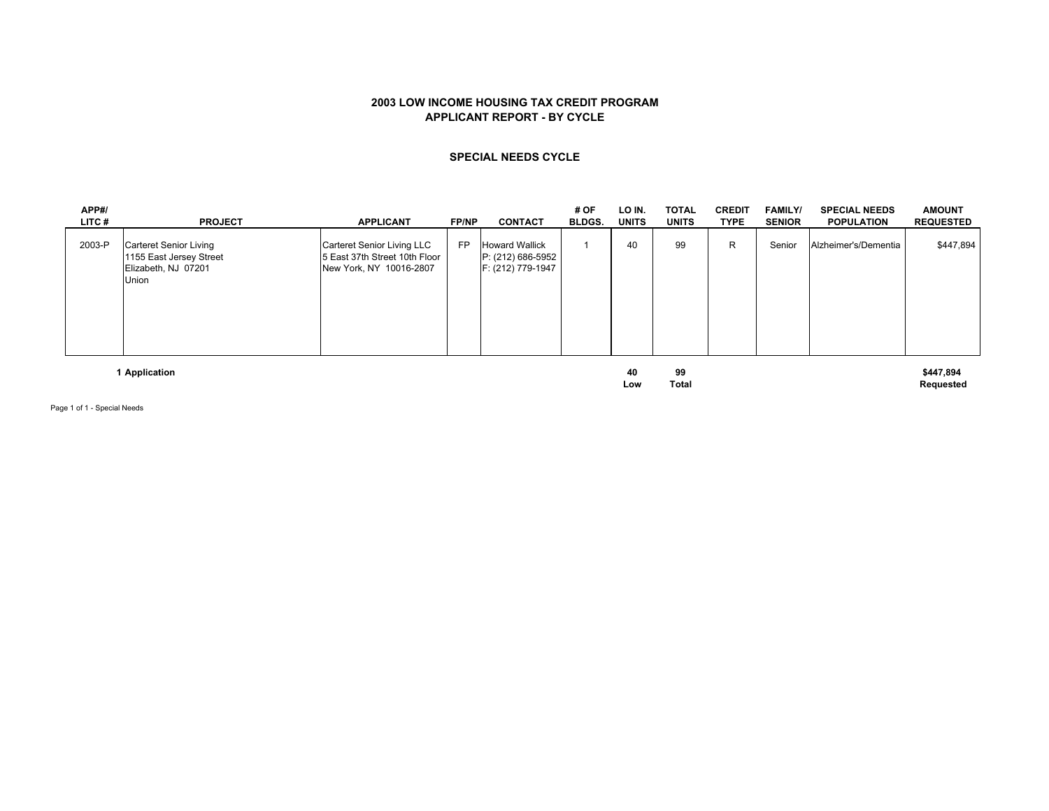## 2003 LOW INCOME HOUSING TAX CREDIT PROGRAM
## APPLICANT REPORT - BY CYCLE

### SPECIAL NEEDS CYCLE

| APP#/ LITC # | PROJECT | APPLICANT | FP/NP | CONTACT | # OF BLDGS. | LO IN. UNITS | TOTAL UNITS | CREDIT TYPE | FAMILY/ SENIOR | SPECIAL NEEDS POPULATION | AMOUNT REQUESTED |
|---|---|---|---|---|---|---|---|---|---|---|---|
| 2003-P | Carteret Senior Living<br>1155 East Jersey Street<br>Elizabeth, NJ 07201<br>Union | Carteret Senior Living LLC<br>5 East 37th Street 10th Floor<br>New York, NY 10016-2807 | FP | Howard Wallick<br>P: (212) 686-5952<br>F: (212) 779-1947 | 1 | 40 | 99 | R | Senior | Alzheimer's/Dementia | $447,894 |
| | **1 Application** | | | | | **40 Low** | **99 Total** | | | | **$447,894 Requested** |